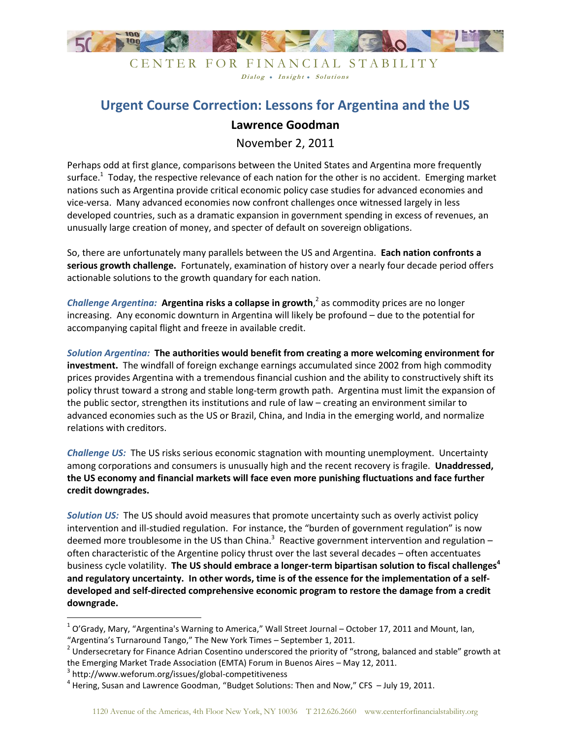CENTER FOR FINANCIAL STABILITY

*Dialog • Insight • Solutions*

# Urgent Course Correction: Lessons for Argentina and the US

**Lawrence Goodman**

November 2, 2011

Perhaps odd at first glance, comparisons between the United States and Argentina more frequently surface.[1] Today, the respective relevance of each nation for the other is no accident. Emerging market nations such as Argentina provide critical economic policy case studies for advanced economies and vice-versa. Many advanced economies now confront challenges once witnessed largely in less developed countries, such as a dramatic expansion in government spending in excess of revenues, an unusually large creation of money, and specter of default on sovereign obligations.

So, there are unfortunately many parallels between the US and Argentina. **Each nation confronts a serious growth challenge.** Fortunately, examination of history over a nearly four decade period offers actionable solutions to the growth quandary for each nation.

***Challenge Argentina:*** **Argentina risks a collapse in growth**,[2] as commodity prices are no longer increasing. Any economic downturn in Argentina will likely be profound – due to the potential for accompanying capital flight and freeze in available credit.

***Solution Argentina:*** **The authorities would benefit from creating a more welcoming environment for investment.** The windfall of foreign exchange earnings accumulated since 2002 from high commodity prices provides Argentina with a tremendous financial cushion and the ability to constructively shift its policy thrust toward a strong and stable long-term growth path. Argentina must limit the expansion of the public sector, strengthen its institutions and rule of law – creating an environment similar to advanced economies such as the US or Brazil, China, and India in the emerging world, and normalize relations with creditors.

***Challenge US:*** The US risks serious economic stagnation with mounting unemployment. Uncertainty among corporations and consumers is unusually high and the recent recovery is fragile. **Unaddressed, the US economy and financial markets will face even more punishing fluctuations and face further credit downgrades.**

***Solution US:*** The US should avoid measures that promote uncertainty such as overly activist policy intervention and ill-studied regulation. For instance, the "burden of government regulation" is now deemed more troublesome in the US than China.[3] Reactive government intervention and regulation – often characteristic of the Argentine policy thrust over the last several decades – often accentuates business cycle volatility. **The US should embrace a longer-term bipartisan solution to fiscal challenges[4] and regulatory uncertainty. In other words, time is of the essence for the implementation of a self-developed and self-directed comprehensive economic program to restore the damage from a credit downgrade.**

---

[1] O'Grady, Mary, "Argentina's Warning to America," Wall Street Journal – October 17, 2011 and Mount, Ian, "Argentina's Turnaround Tango," The New York Times – September 1, 2011.

[2] Undersecretary for Finance Adrian Cosentino underscored the priority of "strong, balanced and stable" growth at the Emerging Market Trade Association (EMTA) Forum in Buenos Aires – May 12, 2011.

[3] http://www.weforum.org/issues/global-competitiveness

[4] Hering, Susan and Lawrence Goodman, "Budget Solutions: Then and Now," CFS – July 19, 2011.

1120 Avenue of the Americas, 4th Floor New York, NY 10036 T 212.626.2660 www.centerforfinancialstability.org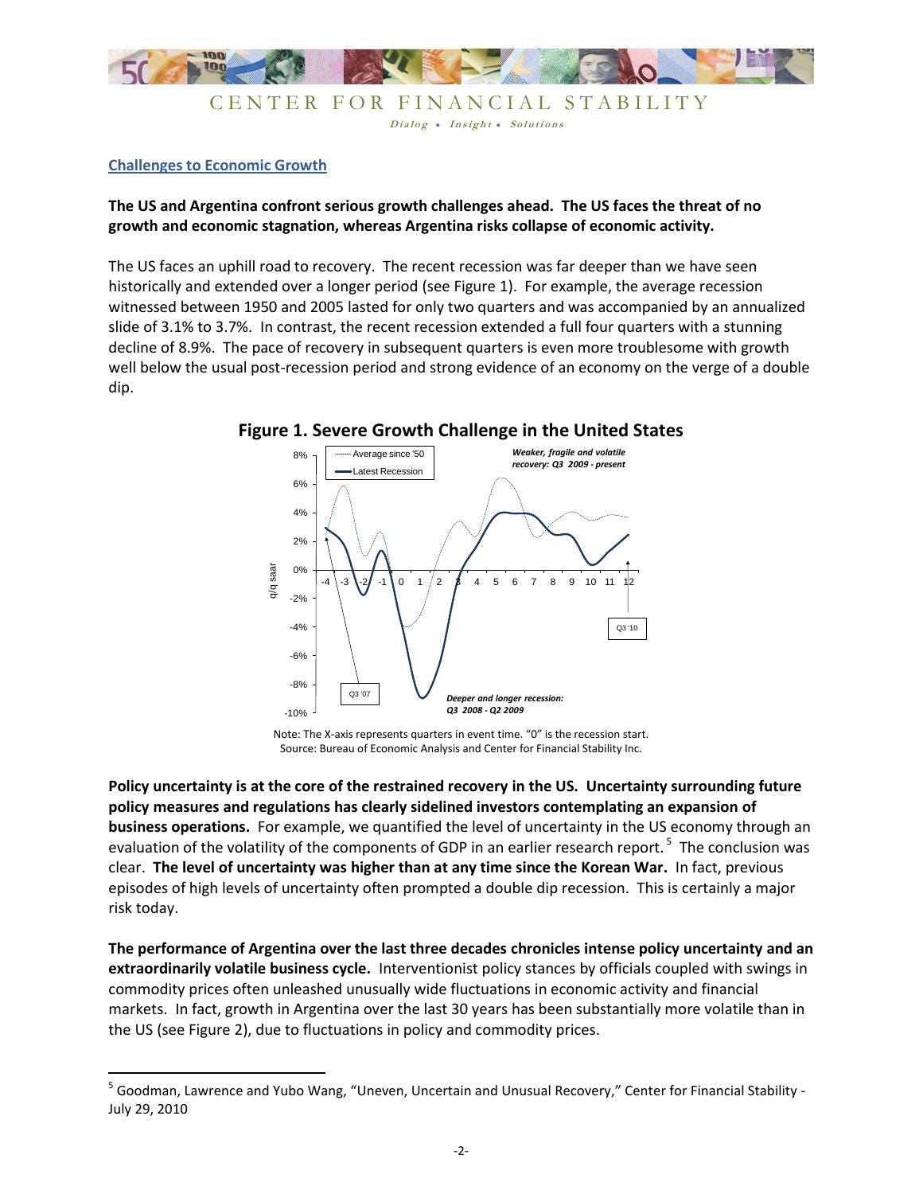## Challenges to Economic Growth

**The US and Argentina confront serious growth challenges ahead. The US faces the threat of no growth and economic stagnation, whereas Argentina risks collapse of economic activity.**

The US faces an uphill road to recovery. The recent recession was far deeper than we have seen historically and extended over a longer period (see Figure 1). For example, the average recession witnessed between 1950 and 2005 lasted for only two quarters and was accompanied by an annualized slide of 3.1% to 3.7%. In contrast, the recent recession extended a full four quarters with a stunning decline of 8.9%. The pace of recovery in subsequent quarters is even more troublesome with growth well below the usual post-recession period and strong evidence of an economy on the verge of a double dip.

**Figure 1. Severe Growth Challenge in the United States**

Note: The X-axis represents quarters in event time. "0" is the recession start.
Source: Bureau of Economic Analysis and Center for Financial Stability Inc.

**Policy uncertainty is at the core of the restrained recovery in the US. Uncertainty surrounding future policy measures and regulations has clearly sidelined investors contemplating an expansion of business operations.** For example, we quantified the level of uncertainty in the US economy through an evaluation of the volatility of the components of GDP in an earlier research report.[5] The conclusion was clear. **The level of uncertainty was higher than at any time since the Korean War.** In fact, previous episodes of high levels of uncertainty often prompted a double dip recession. This is certainly a major risk today.

**The performance of Argentina over the last three decades chronicles intense policy uncertainty and an extraordinarily volatile business cycle.** Interventionist policy stances by officials coupled with swings in commodity prices often unleashed unusually wide fluctuations in economic activity and financial markets. In fact, growth in Argentina over the last 30 years has been substantially more volatile than in the US (see Figure 2), due to fluctuations in policy and commodity prices.

---

[5] Goodman, Lawrence and Yubo Wang, "Uneven, Uncertain and Unusual Recovery," Center for Financial Stability - July 29, 2010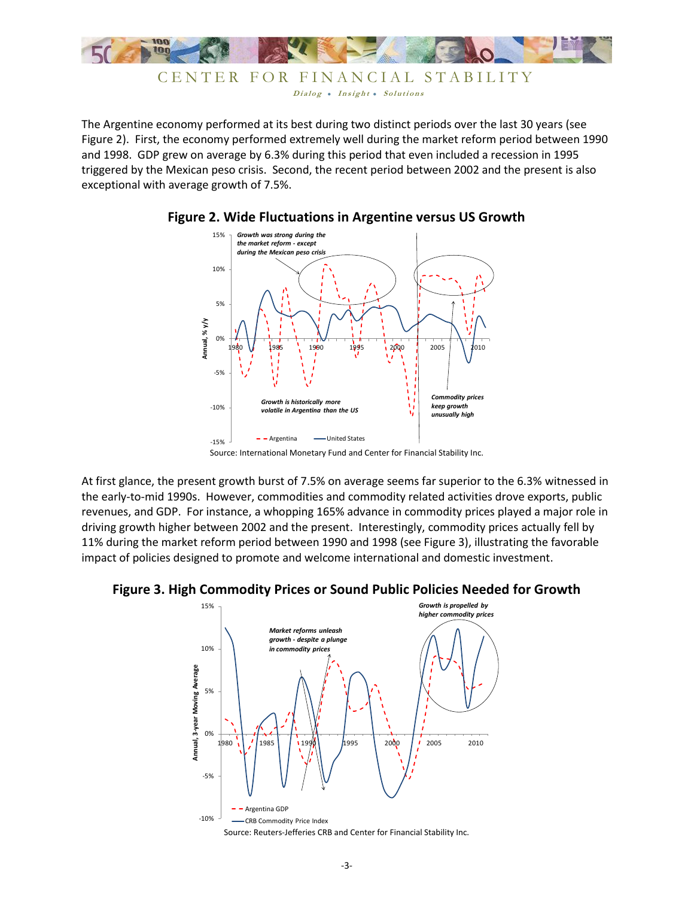The Argentine economy performed at its best during two distinct periods over the last 30 years (see Figure 2). First, the economy performed extremely well during the market reform period between 1990 and 1998. GDP grew on average by 6.3% during this period that even included a recession in 1995 triggered by the Mexican peso crisis. Second, the recent period between 2002 and the present is also exceptional with average growth of 7.5%.

**Figure 2. Wide Fluctuations in Argentine versus US Growth**

Source: International Monetary Fund and Center for Financial Stability Inc.

At first glance, the present growth burst of 7.5% on average seems far superior to the 6.3% witnessed in the early-to-mid 1990s. However, commodities and commodity related activities drove exports, public revenues, and GDP. For instance, a whopping 165% advance in commodity prices played a major role in driving growth higher between 2002 and the present. Interestingly, commodity prices actually fell by 11% during the market reform period between 1990 and 1998 (see Figure 3), illustrating the favorable impact of policies designed to promote and welcome international and domestic investment.

**Figure 3. High Commodity Prices or Sound Public Policies Needed for Growth**

Source: Reuters-Jefferies CRB and Center for Financial Stability Inc.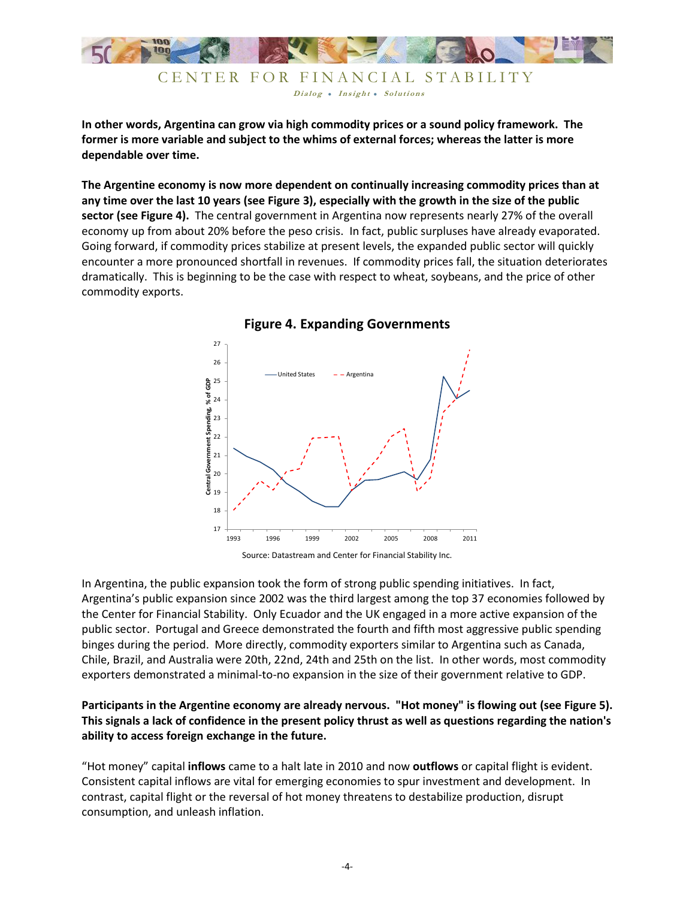**In other words, Argentina can grow via high commodity prices or a sound policy framework. The former is more variable and subject to the whims of external forces; whereas the latter is more dependable over time.**

**The Argentine economy is now more dependent on continually increasing commodity prices than at any time over the last 10 years (see Figure 3), especially with the growth in the size of the public sector (see Figure 4).** The central government in Argentina now represents nearly 27% of the overall economy up from about 20% before the peso crisis. In fact, public surpluses have already evaporated. Going forward, if commodity prices stabilize at present levels, the expanded public sector will quickly encounter a more pronounced shortfall in revenues. If commodity prices fall, the situation deteriorates dramatically. This is beginning to be the case with respect to wheat, soybeans, and the price of other commodity exports.

**Figure 4. Expanding Governments**

Source: Datastream and Center for Financial Stability Inc.

In Argentina, the public expansion took the form of strong public spending initiatives. In fact, Argentina's public expansion since 2002 was the third largest among the top 37 economies followed by the Center for Financial Stability. Only Ecuador and the UK engaged in a more active expansion of the public sector. Portugal and Greece demonstrated the fourth and fifth most aggressive public spending binges during the period. More directly, commodity exporters similar to Argentina such as Canada, Chile, Brazil, and Australia were 20th, 22nd, 24th and 25th on the list. In other words, most commodity exporters demonstrated a minimal-to-no expansion in the size of their government relative to GDP.

**Participants in the Argentine economy are already nervous. "Hot money" is flowing out (see Figure 5). This signals a lack of confidence in the present policy thrust as well as questions regarding the nation's ability to access foreign exchange in the future.**

"Hot money" capital **inflows** came to a halt late in 2010 and now **outflows** or capital flight is evident. Consistent capital inflows are vital for emerging economies to spur investment and development. In contrast, capital flight or the reversal of hot money threatens to destabilize production, disrupt consumption, and unleash inflation.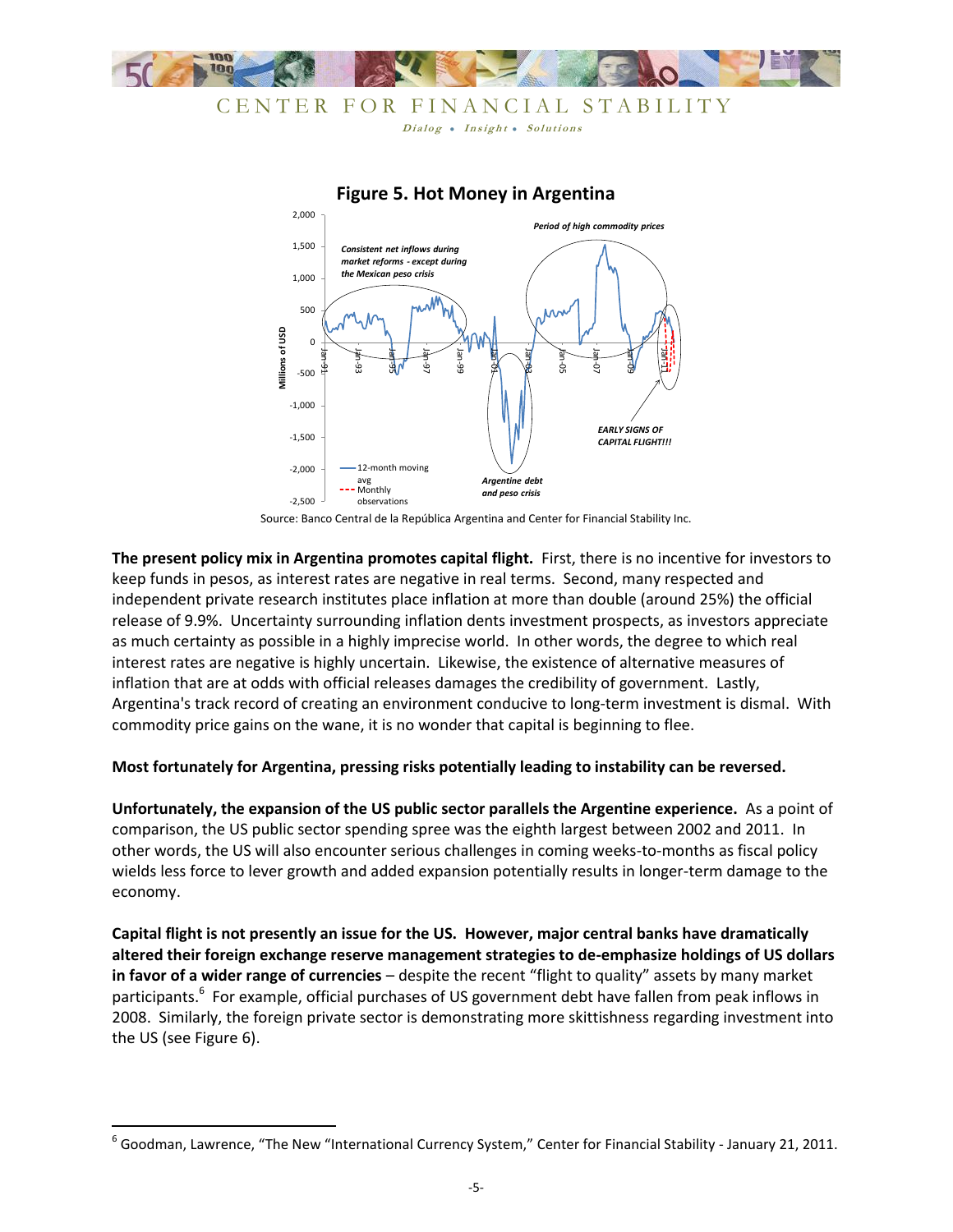**Figure 5. Hot Money in Argentina**

Source: Banco Central de la República Argentina and Center for Financial Stability Inc.

**The present policy mix in Argentina promotes capital flight.** First, there is no incentive for investors to keep funds in pesos, as interest rates are negative in real terms. Second, many respected and independent private research institutes place inflation at more than double (around 25%) the official release of 9.9%. Uncertainty surrounding inflation dents investment prospects, as investors appreciate as much certainty as possible in a highly imprecise world. In other words, the degree to which real interest rates are negative is highly uncertain. Likewise, the existence of alternative measures of inflation that are at odds with official releases damages the credibility of government. Lastly, Argentina's track record of creating an environment conducive to long-term investment is dismal. With commodity price gains on the wane, it is no wonder that capital is beginning to flee.

**Most fortunately for Argentina, pressing risks potentially leading to instability can be reversed.**

**Unfortunately, the expansion of the US public sector parallels the Argentine experience.** As a point of comparison, the US public sector spending spree was the eighth largest between 2002 and 2011. In other words, the US will also encounter serious challenges in coming weeks-to-months as fiscal policy wields less force to lever growth and added expansion potentially results in longer-term damage to the economy.

**Capital flight is not presently an issue for the US. However, major central banks have dramatically altered their foreign exchange reserve management strategies to de-emphasize holdings of US dollars in favor of a wider range of currencies** – despite the recent "flight to quality" assets by many market participants.[6] For example, official purchases of US government debt have fallen from peak inflows in 2008. Similarly, the foreign private sector is demonstrating more skittishness regarding investment into the US (see Figure 6).

---

[6] Goodman, Lawrence, "The New "International Currency System," Center for Financial Stability - January 21, 2011.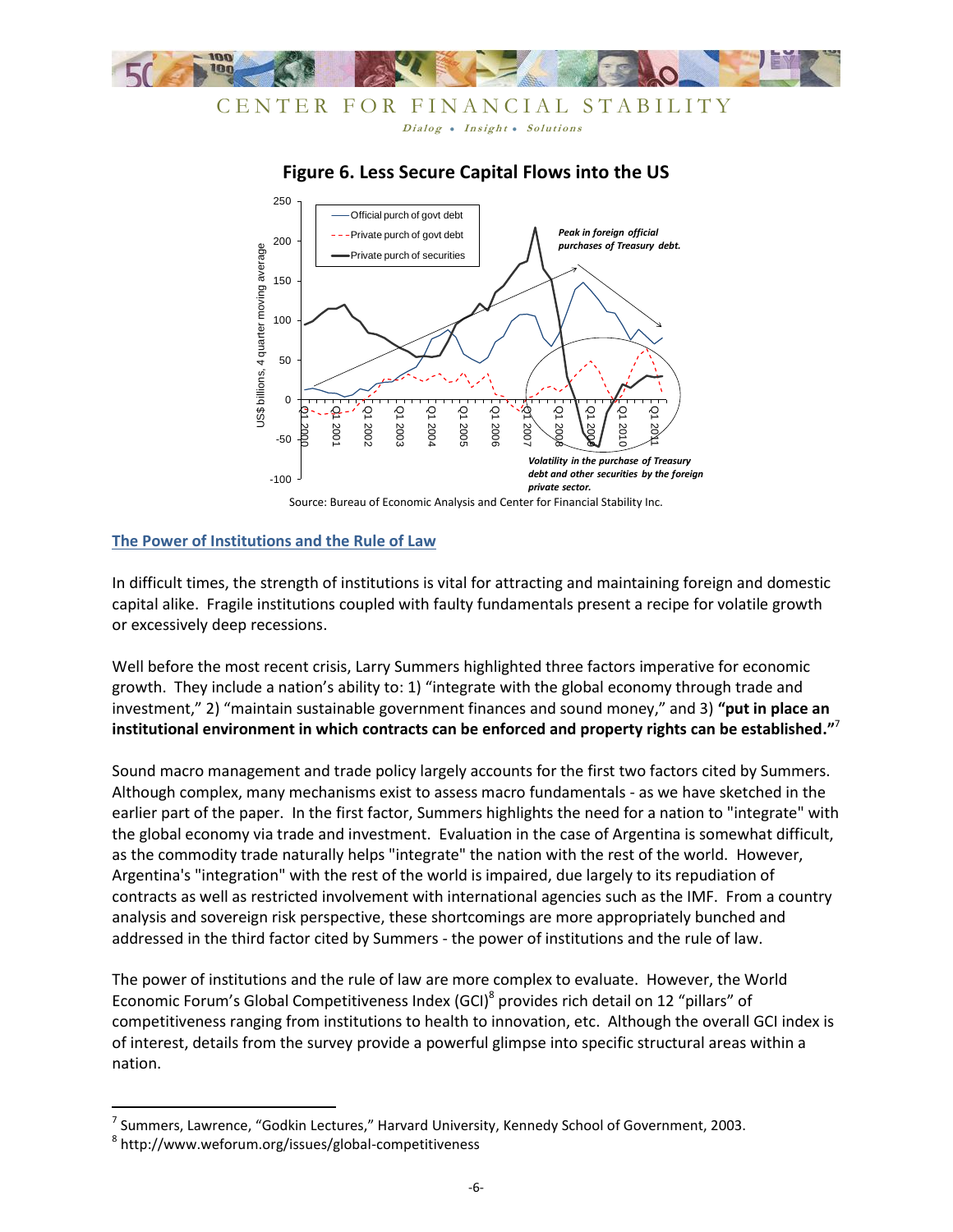**Figure 6. Less Secure Capital Flows into the US**

Source: Bureau of Economic Analysis and Center for Financial Stability Inc.

## The Power of Institutions and the Rule of Law

In difficult times, the strength of institutions is vital for attracting and maintaining foreign and domestic capital alike. Fragile institutions coupled with faulty fundamentals present a recipe for volatile growth or excessively deep recessions.

Well before the most recent crisis, Larry Summers highlighted three factors imperative for economic growth. They include a nation's ability to: 1) "integrate with the global economy through trade and investment," 2) "maintain sustainable government finances and sound money," and 3) **"put in place an institutional environment in which contracts can be enforced and property rights can be established."**[7]

Sound macro management and trade policy largely accounts for the first two factors cited by Summers. Although complex, many mechanisms exist to assess macro fundamentals - as we have sketched in the earlier part of the paper. In the first factor, Summers highlights the need for a nation to "integrate" with the global economy via trade and investment. Evaluation in the case of Argentina is somewhat difficult, as the commodity trade naturally helps "integrate" the nation with the rest of the world. However, Argentina's "integration" with the rest of the world is impaired, due largely to its repudiation of contracts as well as restricted involvement with international agencies such as the IMF. From a country analysis and sovereign risk perspective, these shortcomings are more appropriately bunched and addressed in the third factor cited by Summers - the power of institutions and the rule of law.

The power of institutions and the rule of law are more complex to evaluate. However, the World Economic Forum's Global Competitiveness Index (GCI)[8] provides rich detail on 12 "pillars" of competitiveness ranging from institutions to health to innovation, etc. Although the overall GCI index is of interest, details from the survey provide a powerful glimpse into specific structural areas within a nation.

---

[7] Summers, Lawrence, "Godkin Lectures," Harvard University, Kennedy School of Government, 2003.

[8] http://www.weforum.org/issues/global-competitiveness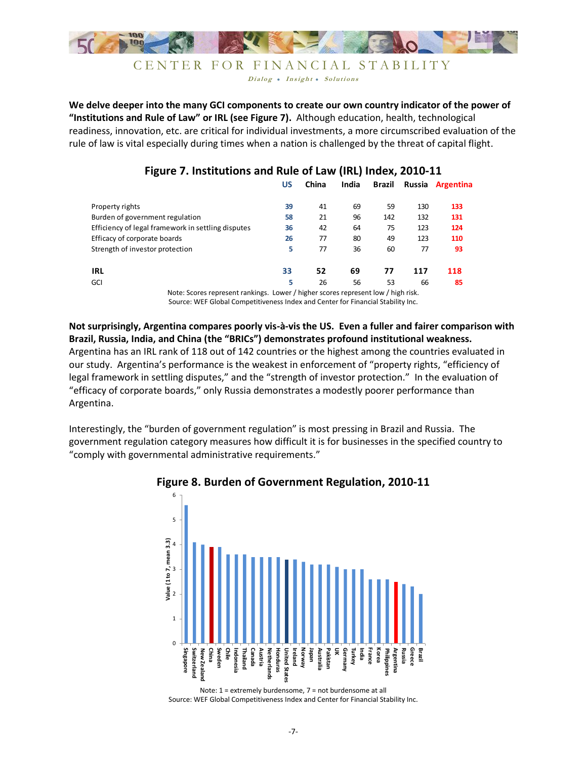We delve deeper into the many GCI components to create our own country indicator of the power of "Institutions and Rule of Law" or IRL (see Figure 7). Although education, health, technological readiness, innovation, etc. are critical for individual investments, a more circumscribed evaluation of the rule of law is vital especially during times when a nation is challenged by the threat of capital flight.

**Figure 7. Institutions and Rule of Law (IRL) Index, 2010-11**

| | US | China | India | Brazil | Russia | Argentina |
|---|---|---|---|---|---|---|
| Property rights | 39 | 41 | 69 | 59 | 130 | 133 |
| Burden of government regulation | 58 | 21 | 96 | 142 | 132 | 131 |
| Efficiency of legal framework in settling disputes | 36 | 42 | 64 | 75 | 123 | 124 |
| Efficacy of corporate boards | 26 | 77 | 80 | 49 | 123 | 110 |
| Strength of investor protection | 5 | 77 | 36 | 60 | 77 | 93 |
| **IRL** | **33** | **52** | **69** | **77** | **117** | **118** |
| GCI | 5 | 26 | 56 | 53 | 66 | 85 |

Note: Scores represent rankings. Lower / higher scores represent low / high risk.
Source: WEF Global Competitiveness Index and Center for Financial Stability Inc.

**Not surprisingly, Argentina compares poorly vis-à-vis the US. Even a fuller and fairer comparison with Brazil, Russia, India, and China (the "BRICs") demonstrates profound institutional weakness.** Argentina has an IRL rank of 118 out of 142 countries or the highest among the countries evaluated in our study. Argentina's performance is the weakest in enforcement of "property rights, "efficiency of legal framework in settling disputes," and the "strength of investor protection." In the evaluation of "efficacy of corporate boards," only Russia demonstrates a modestly poorer performance than Argentina.

Interestingly, the "burden of government regulation" is most pressing in Brazil and Russia. The government regulation category measures how difficult it is for businesses in the specified country to "comply with governmental administrative requirements."

**Figure 8. Burden of Government Regulation, 2010-11**

Note: 1 = extremely burdensome, 7 = not burdensome at all
Source: WEF Global Competitiveness Index and Center for Financial Stability Inc.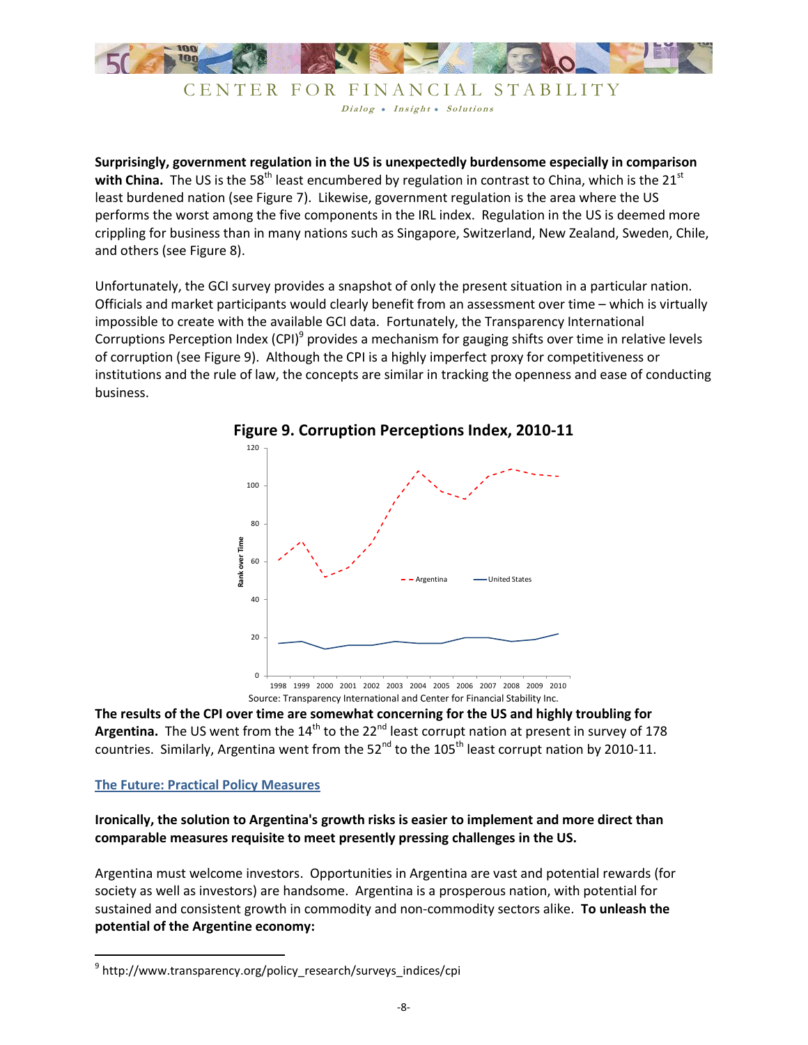**Surprisingly, government regulation in the US is unexpectedly burdensome especially in comparison with China.** The US is the 58th least encumbered by regulation in contrast to China, which is the 21st least burdened nation (see Figure 7). Likewise, government regulation is the area where the US performs the worst among the five components in the IRL index. Regulation in the US is deemed more crippling for business than in many nations such as Singapore, Switzerland, New Zealand, Sweden, Chile, and others (see Figure 8).

Unfortunately, the GCI survey provides a snapshot of only the present situation in a particular nation. Officials and market participants would clearly benefit from an assessment over time – which is virtually impossible to create with the available GCI data. Fortunately, the Transparency International Corruptions Perception Index (CPI)[9] provides a mechanism for gauging shifts over time in relative levels of corruption (see Figure 9). Although the CPI is a highly imperfect proxy for competitiveness or institutions and the rule of law, the concepts are similar in tracking the openness and ease of conducting business.

**Figure 9. Corruption Perceptions Index, 2010-11**

Source: Transparency International and Center for Financial Stability Inc.

**The results of the CPI over time are somewhat concerning for the US and highly troubling for Argentina.** The US went from the 14th to the 22nd least corrupt nation at present in survey of 178 countries. Similarly, Argentina went from the 52nd to the 105th least corrupt nation by 2010-11.

## The Future: Practical Policy Measures

**Ironically, the solution to Argentina's growth risks is easier to implement and more direct than comparable measures requisite to meet presently pressing challenges in the US.**

Argentina must welcome investors. Opportunities in Argentina are vast and potential rewards (for society as well as investors) are handsome. Argentina is a prosperous nation, with potential for sustained and consistent growth in commodity and non-commodity sectors alike. **To unleash the potential of the Argentine economy:**

[9] http://www.transparency.org/policy_research/surveys_indices/cpi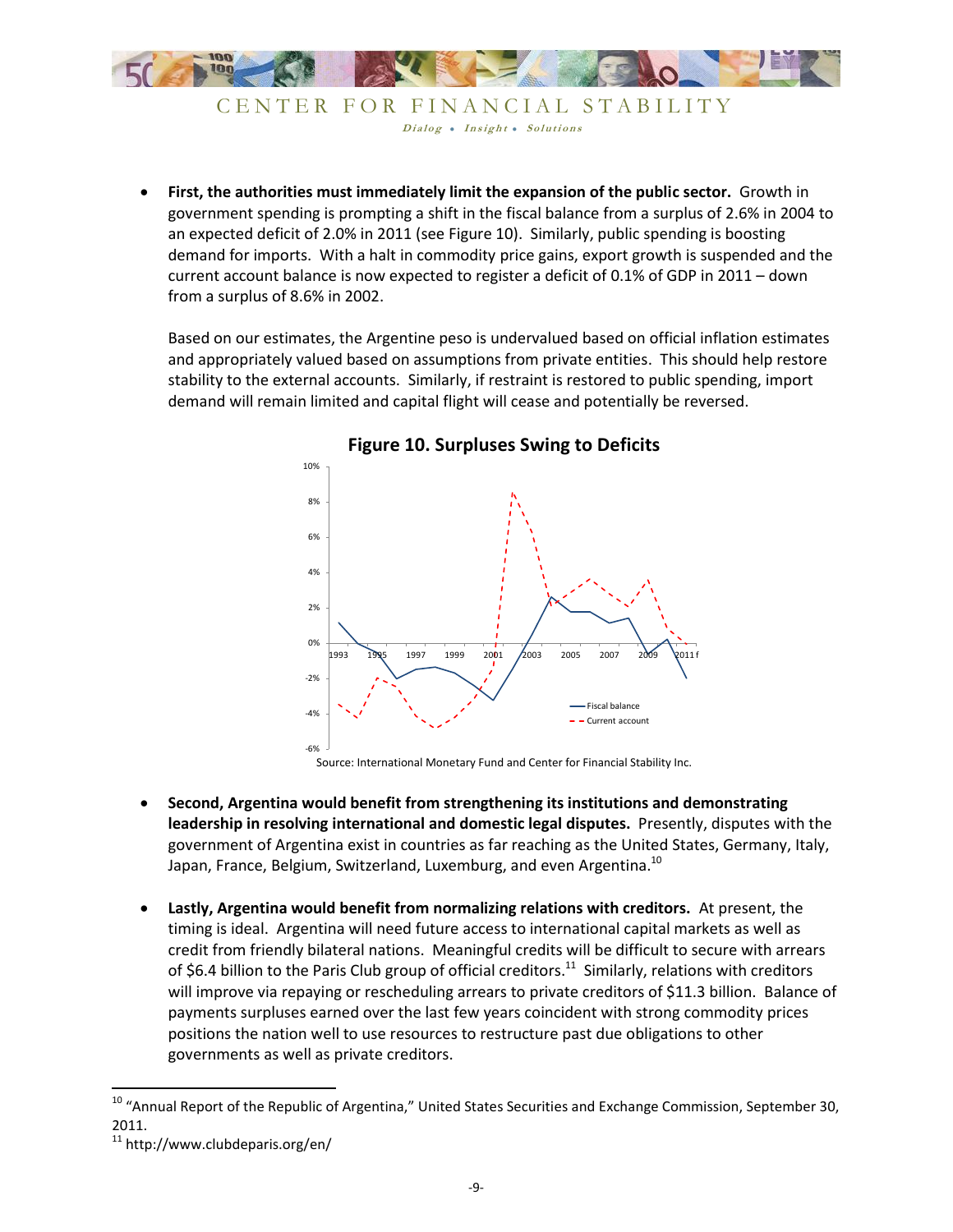- **First, the authorities must immediately limit the expansion of the public sector.** Growth in government spending is prompting a shift in the fiscal balance from a surplus of 2.6% in 2004 to an expected deficit of 2.0% in 2011 (see Figure 10). Similarly, public spending is boosting demand for imports. With a halt in commodity price gains, export growth is suspended and the current account balance is now expected to register a deficit of 0.1% of GDP in 2011 – down from a surplus of 8.6% in 2002.

  Based on our estimates, the Argentine peso is undervalued based on official inflation estimates and appropriately valued based on assumptions from private entities. This should help restore stability to the external accounts. Similarly, if restraint is restored to public spending, import demand will remain limited and capital flight will cease and potentially be reversed.

**Figure 10. Surpluses Swing to Deficits**

Source: International Monetary Fund and Center for Financial Stability Inc.

- **Second, Argentina would benefit from strengthening its institutions and demonstrating leadership in resolving international and domestic legal disputes.** Presently, disputes with the government of Argentina exist in countries as far reaching as the United States, Germany, Italy, Japan, France, Belgium, Switzerland, Luxemburg, and even Argentina.[10]

- **Lastly, Argentina would benefit from normalizing relations with creditors.** At present, the timing is ideal. Argentina will need future access to international capital markets as well as credit from friendly bilateral nations. Meaningful credits will be difficult to secure with arrears of $6.4 billion to the Paris Club group of official creditors.[11] Similarly, relations with creditors will improve via repaying or rescheduling arrears to private creditors of $11.3 billion. Balance of payments surpluses earned over the last few years coincident with strong commodity prices positions the nation well to use resources to restructure past due obligations to other governments as well as private creditors.

---

[10] "Annual Report of the Republic of Argentina," United States Securities and Exchange Commission, September 30, 2011.

[11] http://www.clubdeparis.org/en/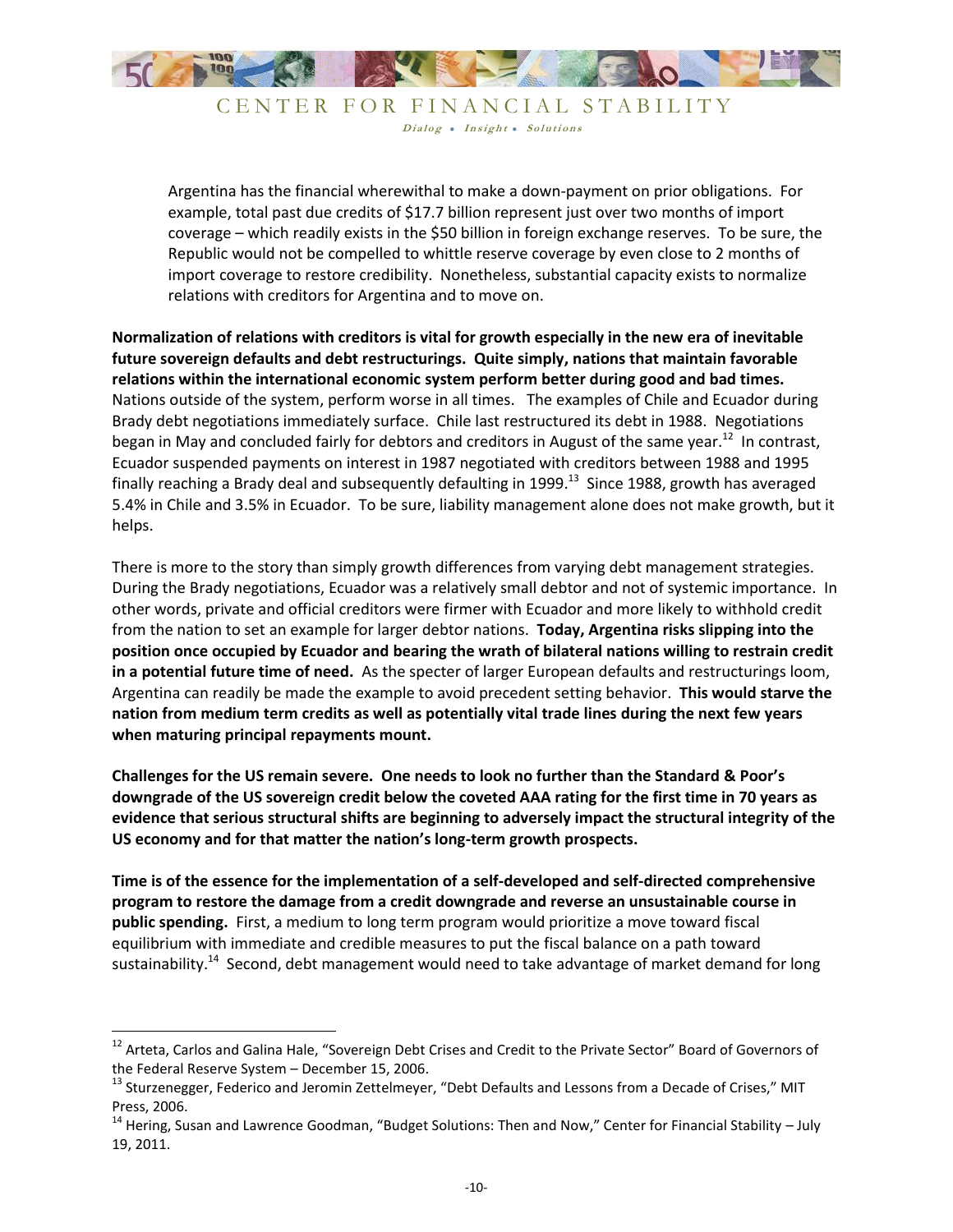Argentina has the financial wherewithal to make a down-payment on prior obligations. For example, total past due credits of $17.7 billion represent just over two months of import coverage – which readily exists in the $50 billion in foreign exchange reserves. To be sure, the Republic would not be compelled to whittle reserve coverage by even close to 2 months of import coverage to restore credibility. Nonetheless, substantial capacity exists to normalize relations with creditors for Argentina and to move on.

**Normalization of relations with creditors is vital for growth especially in the new era of inevitable future sovereign defaults and debt restructurings. Quite simply, nations that maintain favorable relations within the international economic system perform better during good and bad times.** Nations outside of the system, perform worse in all times. The examples of Chile and Ecuador during Brady debt negotiations immediately surface. Chile last restructured its debt in 1988. Negotiations began in May and concluded fairly for debtors and creditors in August of the same year.[12] In contrast, Ecuador suspended payments on interest in 1987 negotiated with creditors between 1988 and 1995 finally reaching a Brady deal and subsequently defaulting in 1999.[13] Since 1988, growth has averaged 5.4% in Chile and 3.5% in Ecuador. To be sure, liability management alone does not make growth, but it helps.

There is more to the story than simply growth differences from varying debt management strategies. During the Brady negotiations, Ecuador was a relatively small debtor and not of systemic importance. In other words, private and official creditors were firmer with Ecuador and more likely to withhold credit from the nation to set an example for larger debtor nations. **Today, Argentina risks slipping into the position once occupied by Ecuador and bearing the wrath of bilateral nations willing to restrain credit in a potential future time of need.** As the specter of larger European defaults and restructurings loom, Argentina can readily be made the example to avoid precedent setting behavior. **This would starve the nation from medium term credits as well as potentially vital trade lines during the next few years when maturing principal repayments mount.**

**Challenges for the US remain severe. One needs to look no further than the Standard & Poor's downgrade of the US sovereign credit below the coveted AAA rating for the first time in 70 years as evidence that serious structural shifts are beginning to adversely impact the structural integrity of the US economy and for that matter the nation's long-term growth prospects.**

**Time is of the essence for the implementation of a self-developed and self-directed comprehensive program to restore the damage from a credit downgrade and reverse an unsustainable course in public spending.** First, a medium to long term program would prioritize a move toward fiscal equilibrium with immediate and credible measures to put the fiscal balance on a path toward sustainability.[14] Second, debt management would need to take advantage of market demand for long

---

[12] Arteta, Carlos and Galina Hale, "Sovereign Debt Crises and Credit to the Private Sector" Board of Governors of the Federal Reserve System – December 15, 2006.

[13] Sturzenegger, Federico and Jeromin Zettelmeyer, "Debt Defaults and Lessons from a Decade of Crises," MIT Press, 2006.

[14] Hering, Susan and Lawrence Goodman, "Budget Solutions: Then and Now," Center for Financial Stability – July 19, 2011.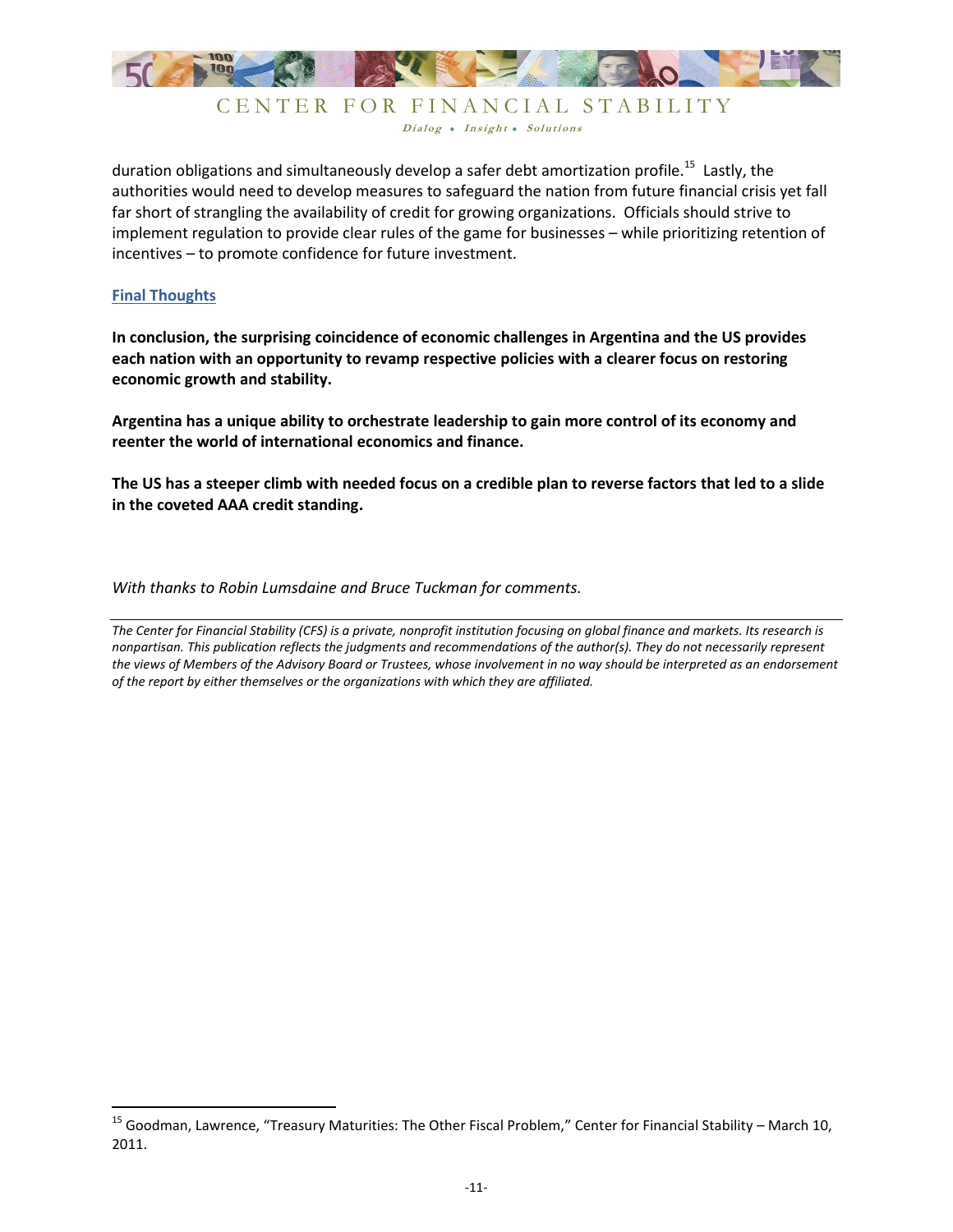duration obligations and simultaneously develop a safer debt amortization profile.[15] Lastly, the authorities would need to develop measures to safeguard the nation from future financial crisis yet fall far short of strangling the availability of credit for growing organizations. Officials should strive to implement regulation to provide clear rules of the game for businesses – while prioritizing retention of incentives – to promote confidence for future investment.

## Final Thoughts

**In conclusion, the surprising coincidence of economic challenges in Argentina and the US provides each nation with an opportunity to revamp respective policies with a clearer focus on restoring economic growth and stability.**

**Argentina has a unique ability to orchestrate leadership to gain more control of its economy and reenter the world of international economics and finance.**

**The US has a steeper climb with needed focus on a credible plan to reverse factors that led to a slide in the coveted AAA credit standing.**

*With thanks to Robin Lumsdaine and Bruce Tuckman for comments.*

---

*The Center for Financial Stability (CFS) is a private, nonprofit institution focusing on global finance and markets. Its research is nonpartisan. This publication reflects the judgments and recommendations of the author(s). They do not necessarily represent the views of Members of the Advisory Board or Trustees, whose involvement in no way should be interpreted as an endorsement of the report by either themselves or the organizations with which they are affiliated.*

---

[15] Goodman, Lawrence, "Treasury Maturities: The Other Fiscal Problem," Center for Financial Stability – March 10, 2011.